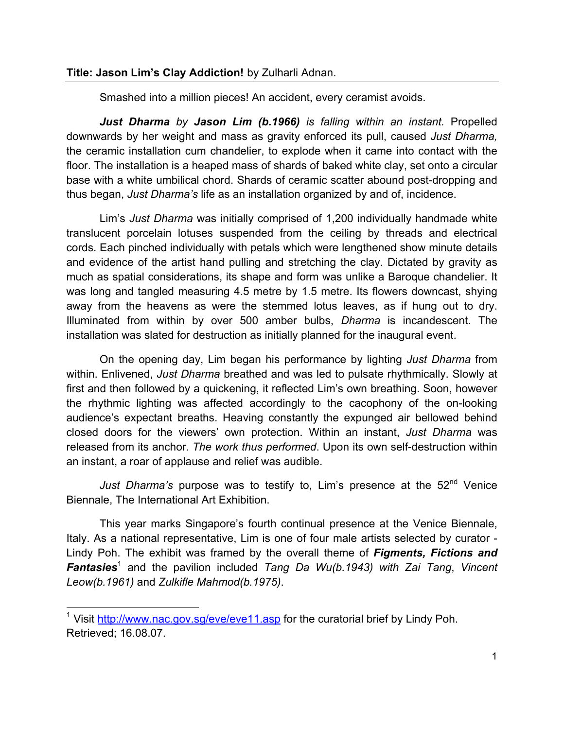**Title: Jason Lim's Clay Addiction!** by Zulharli Adnan.

---

Smashed into a million pieces! An accident, every ceramist avoids.

***Just Dharma** by **Jason Lim (b.1966)** is falling within an instant.* Propelled downwards by her weight and mass as gravity enforced its pull, caused *Just Dharma,* the ceramic installation cum chandelier, to explode when it came into contact with the floor. The installation is a heaped mass of shards of baked white clay, set onto a circular base with a white umbilical chord. Shards of ceramic scatter abound post-dropping and thus began, *Just Dharma's* life as an installation organized by and of, incidence.

Lim's *Just Dharma* was initially comprised of 1,200 individually handmade white translucent porcelain lotuses suspended from the ceiling by threads and electrical cords. Each pinched individually with petals which were lengthened show minute details and evidence of the artist hand pulling and stretching the clay. Dictated by gravity as much as spatial considerations, its shape and form was unlike a Baroque chandelier. It was long and tangled measuring 4.5 metre by 1.5 metre. Its flowers downcast, shying away from the heavens as were the stemmed lotus leaves, as if hung out to dry. Illuminated from within by over 500 amber bulbs, *Dharma* is incandescent. The installation was slated for destruction as initially planned for the inaugural event.

On the opening day, Lim began his performance by lighting *Just Dharma* from within. Enlivened, *Just Dharma* breathed and was led to pulsate rhythmically. Slowly at first and then followed by a quickening, it reflected Lim's own breathing. Soon, however the rhythmic lighting was affected accordingly to the cacophony of the on-looking audience's expectant breaths. Heaving constantly the expunged air bellowed behind closed doors for the viewers' own protection. Within an instant, *Just Dharma* was released from its anchor. *The work thus performed*. Upon its own self-destruction within an instant, a roar of applause and relief was audible.

*Just Dharma's* purpose was to testify to, Lim's presence at the 52nd Venice Biennale, The International Art Exhibition.

This year marks Singapore's fourth continual presence at the Venice Biennale, Italy. As a national representative, Lim is one of four male artists selected by curator - Lindy Poh. The exhibit was framed by the overall theme of ***Figments, Fictions and Fantasies***[1] and the pavilion included *Tang Da Wu(b.1943) with Zai Tang*, *Vincent Leow(b.1961)* and *Zulkifle Mahmod(b.1975)*.

---

[1] Visit http://www.nac.gov.sg/eve/eve11.asp for the curatorial brief by Lindy Poh. Retrieved; 16.08.07.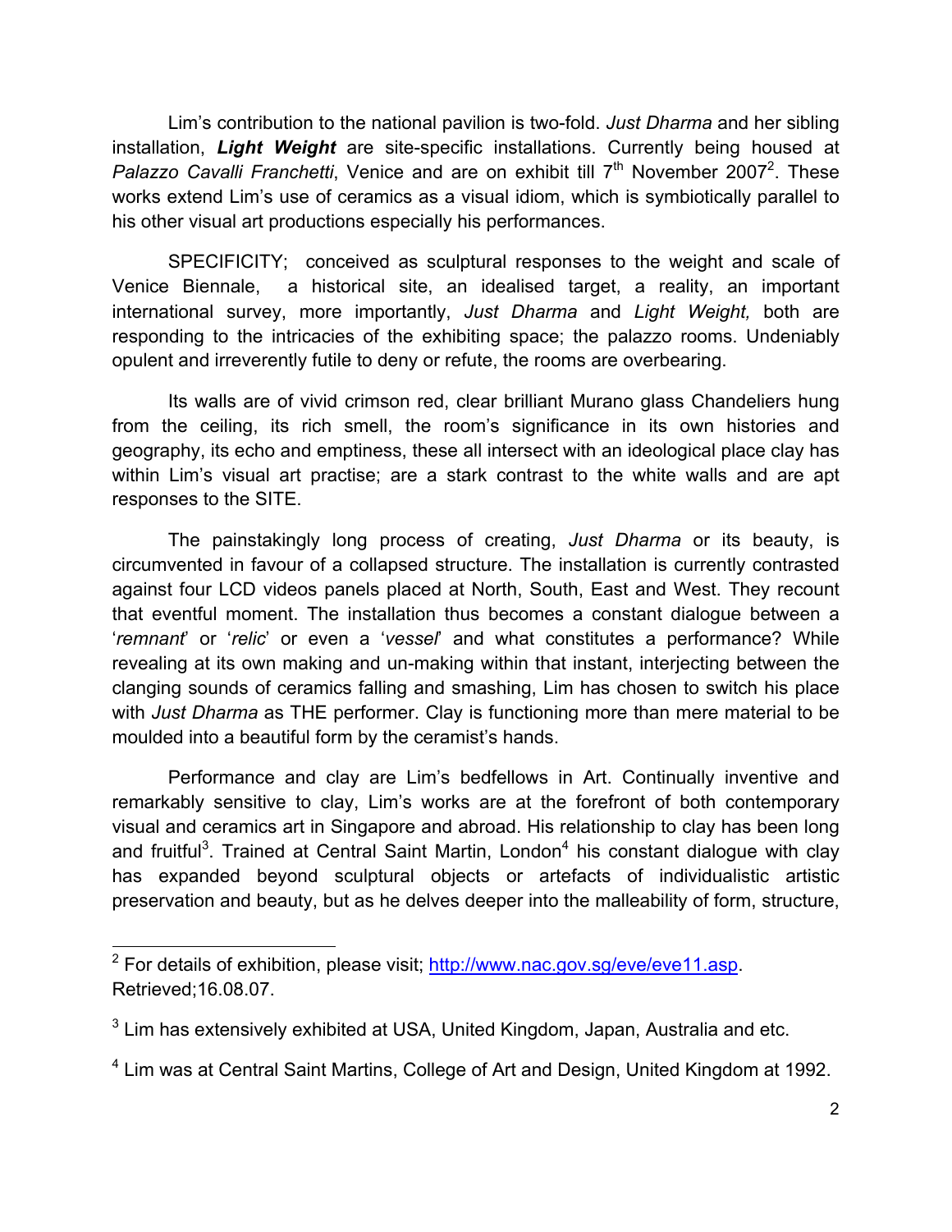Lim's contribution to the national pavilion is two-fold. *Just Dharma* and her sibling installation, ***Light Weight*** are site-specific installations. Currently being housed at *Palazzo Cavalli Franchetti*, Venice and are on exhibit till 7th November 2007[2]. These works extend Lim's use of ceramics as a visual idiom, which is symbiotically parallel to his other visual art productions especially his performances.

SPECIFICITY; conceived as sculptural responses to the weight and scale of Venice Biennale, a historical site, an idealised target, a reality, an important international survey, more importantly, *Just Dharma* and *Light Weight,* both are responding to the intricacies of the exhibiting space; the palazzo rooms. Undeniably opulent and irreverently futile to deny or refute, the rooms are overbearing.

Its walls are of vivid crimson red, clear brilliant Murano glass Chandeliers hung from the ceiling, its rich smell, the room's significance in its own histories and geography, its echo and emptiness, these all intersect with an ideological place clay has within Lim's visual art practise; are a stark contrast to the white walls and are apt responses to the SITE.

The painstakingly long process of creating, *Just Dharma* or its beauty, is circumvented in favour of a collapsed structure. The installation is currently contrasted against four LCD videos panels placed at North, South, East and West. They recount that eventful moment. The installation thus becomes a constant dialogue between a '*remnant*' or '*relic*' or even a '*vessel*' and what constitutes a performance? While revealing at its own making and un-making within that instant, interjecting between the clanging sounds of ceramics falling and smashing, Lim has chosen to switch his place with *Just Dharma* as THE performer. Clay is functioning more than mere material to be moulded into a beautiful form by the ceramist's hands.

Performance and clay are Lim's bedfellows in Art. Continually inventive and remarkably sensitive to clay, Lim's works are at the forefront of both contemporary visual and ceramics art in Singapore and abroad. His relationship to clay has been long and fruitful[3]. Trained at Central Saint Martin, London[4] his constant dialogue with clay has expanded beyond sculptural objects or artefacts of individualistic artistic preservation and beauty, but as he delves deeper into the malleability of form, structure,

---

[2] For details of exhibition, please visit; http://www.nac.gov.sg/eve/eve11.asp. Retrieved;16.08.07.

[3] Lim has extensively exhibited at USA, United Kingdom, Japan, Australia and etc.

[4] Lim was at Central Saint Martins, College of Art and Design, United Kingdom at 1992.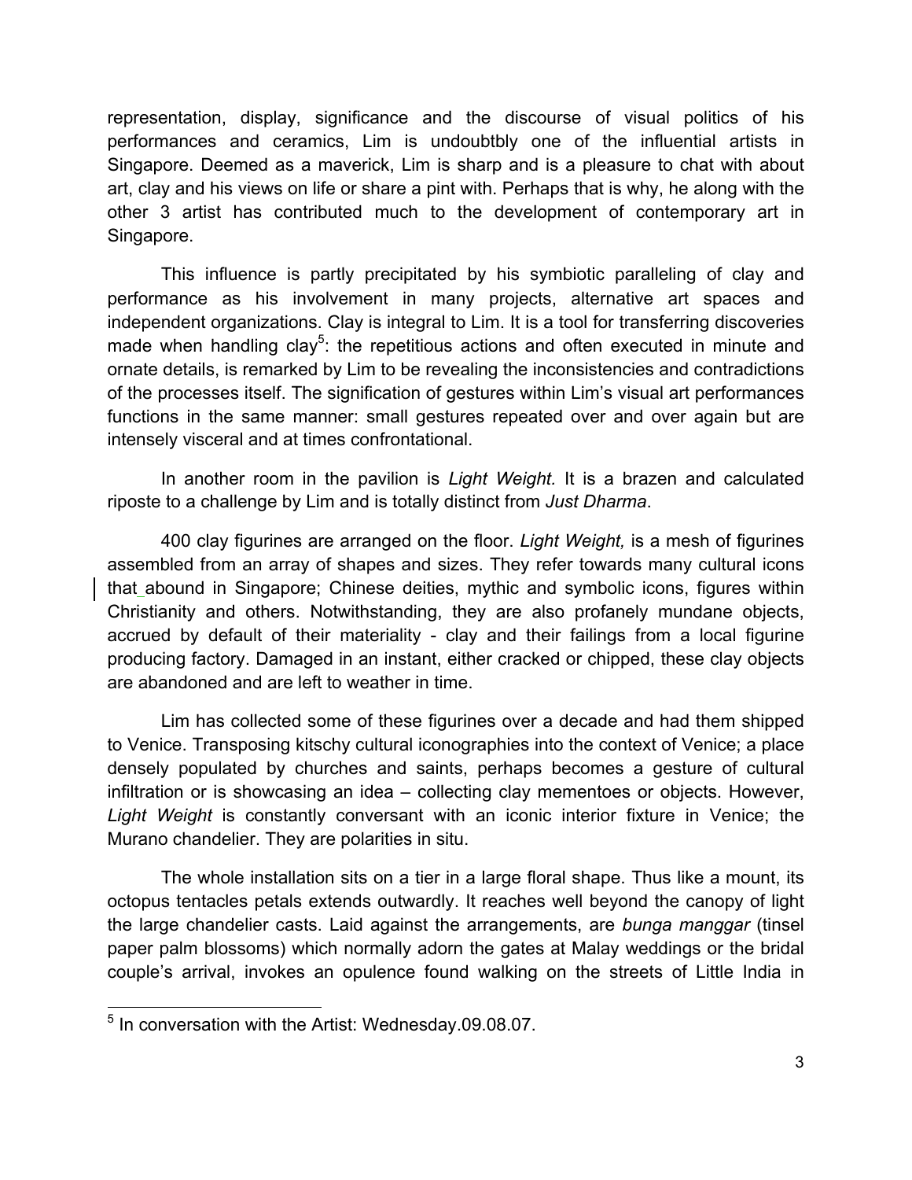representation, display, significance and the discourse of visual politics of his performances and ceramics, Lim is undoubtbly one of the influential artists in Singapore. Deemed as a maverick, Lim is sharp and is a pleasure to chat with about art, clay and his views on life or share a pint with. Perhaps that is why, he along with the other 3 artist has contributed much to the development of contemporary art in Singapore.

This influence is partly precipitated by his symbiotic paralleling of clay and performance as his involvement in many projects, alternative art spaces and independent organizations. Clay is integral to Lim. It is a tool for transferring discoveries made when handling clay[5]: the repetitious actions and often executed in minute and ornate details, is remarked by Lim to be revealing the inconsistencies and contradictions of the processes itself. The signification of gestures within Lim's visual art performances functions in the same manner: small gestures repeated over and over again but are intensely visceral and at times confrontational.

In another room in the pavilion is *Light Weight.* It is a brazen and calculated riposte to a challenge by Lim and is totally distinct from *Just Dharma*.

400 clay figurines are arranged on the floor. *Light Weight,* is a mesh of figurines assembled from an array of shapes and sizes. They refer towards many cultural icons that abound in Singapore; Chinese deities, mythic and symbolic icons, figures within Christianity and others. Notwithstanding, they are also profanely mundane objects, accrued by default of their materiality - clay and their failings from a local figurine producing factory. Damaged in an instant, either cracked or chipped, these clay objects are abandoned and are left to weather in time.

Lim has collected some of these figurines over a decade and had them shipped to Venice. Transposing kitschy cultural iconographies into the context of Venice; a place densely populated by churches and saints, perhaps becomes a gesture of cultural infiltration or is showcasing an idea – collecting clay mementoes or objects. However, *Light Weight* is constantly conversant with an iconic interior fixture in Venice; the Murano chandelier. They are polarities in situ.

The whole installation sits on a tier in a large floral shape. Thus like a mount, its octopus tentacles petals extends outwardly. It reaches well beyond the canopy of light the large chandelier casts. Laid against the arrangements, are *bunga manggar* (tinsel paper palm blossoms) which normally adorn the gates at Malay weddings or the bridal couple's arrival, invokes an opulence found walking on the streets of Little India in

[5] In conversation with the Artist: Wednesday.09.08.07.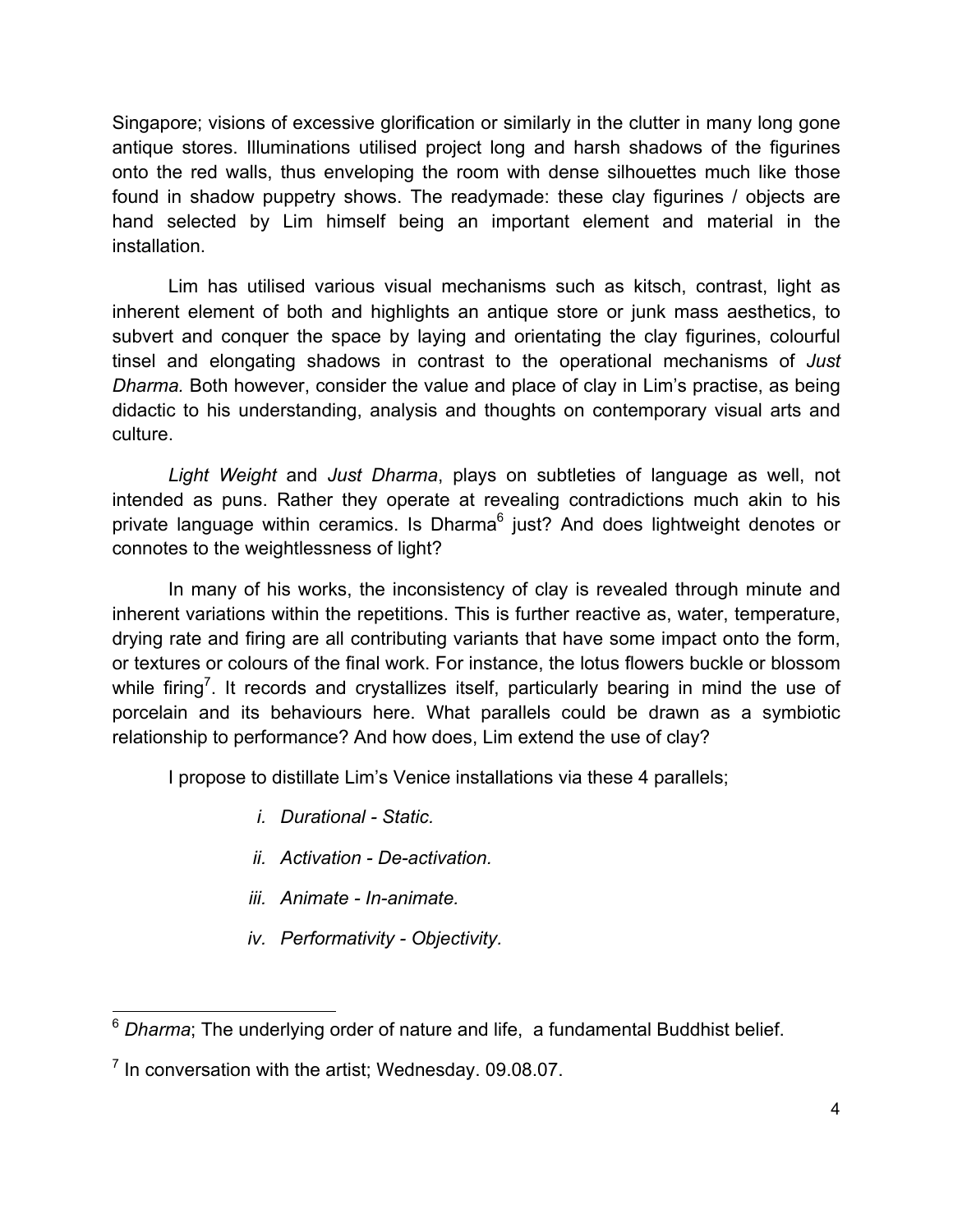Singapore; visions of excessive glorification or similarly in the clutter in many long gone antique stores. Illuminations utilised project long and harsh shadows of the figurines onto the red walls, thus enveloping the room with dense silhouettes much like those found in shadow puppetry shows. The readymade: these clay figurines / objects are hand selected by Lim himself being an important element and material in the installation.

Lim has utilised various visual mechanisms such as kitsch, contrast, light as inherent element of both and highlights an antique store or junk mass aesthetics, to subvert and conquer the space by laying and orientating the clay figurines, colourful tinsel and elongating shadows in contrast to the operational mechanisms of *Just Dharma.* Both however, consider the value and place of clay in Lim's practise, as being didactic to his understanding, analysis and thoughts on contemporary visual arts and culture.

*Light Weight* and *Just Dharma*, plays on subtleties of language as well, not intended as puns. Rather they operate at revealing contradictions much akin to his private language within ceramics. Is Dharma[6] just? And does lightweight denotes or connotes to the weightlessness of light?

In many of his works, the inconsistency of clay is revealed through minute and inherent variations within the repetitions. This is further reactive as, water, temperature, drying rate and firing are all contributing variants that have some impact onto the form, or textures or colours of the final work. For instance, the lotus flowers buckle or blossom while firing[7]. It records and crystallizes itself, particularly bearing in mind the use of porcelain and its behaviours here. What parallels could be drawn as a symbiotic relationship to performance? And how does, Lim extend the use of clay?

I propose to distillate Lim's Venice installations via these 4 parallels;

i. *Durational - Static.*

ii. *Activation - De-activation.*

iii. *Animate - In-animate.*

iv. *Performativity - Objectivity.*

---

[6] *Dharma*; The underlying order of nature and life, a fundamental Buddhist belief.

[7] In conversation with the artist; Wednesday. 09.08.07.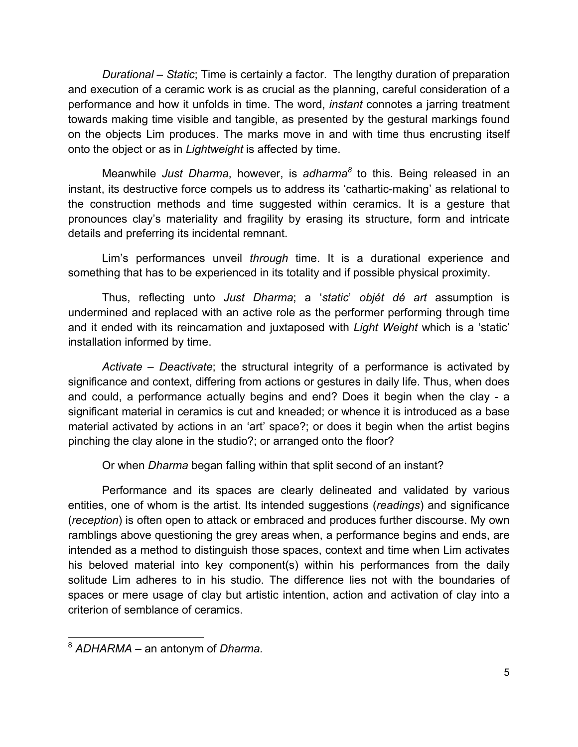*Durational – Static*; Time is certainly a factor. The lengthy duration of preparation and execution of a ceramic work is as crucial as the planning, careful consideration of a performance and how it unfolds in time. The word, *instant* connotes a jarring treatment towards making time visible and tangible, as presented by the gestural markings found on the objects Lim produces. The marks move in and with time thus encrusting itself onto the object or as in *Lightweight* is affected by time.

Meanwhile *Just Dharma*, however, is *adharma*[8] to this. Being released in an instant, its destructive force compels us to address its 'cathartic-making' as relational to the construction methods and time suggested within ceramics. It is a gesture that pronounces clay's materiality and fragility by erasing its structure, form and intricate details and preferring its incidental remnant.

Lim's performances unveil *through* time. It is a durational experience and something that has to be experienced in its totality and if possible physical proximity.

Thus, reflecting unto *Just Dharma*; a '*static*' *objét dé art* assumption is undermined and replaced with an active role as the performer performing through time and it ended with its reincarnation and juxtaposed with *Light Weight* which is a 'static' installation informed by time.

*Activate – Deactivate*; the structural integrity of a performance is activated by significance and context, differing from actions or gestures in daily life. Thus, when does and could, a performance actually begins and end? Does it begin when the clay - a significant material in ceramics is cut and kneaded; or whence it is introduced as a base material activated by actions in an 'art' space?; or does it begin when the artist begins pinching the clay alone in the studio?; or arranged onto the floor?

Or when *Dharma* began falling within that split second of an instant?

Performance and its spaces are clearly delineated and validated by various entities, one of whom is the artist. Its intended suggestions (*readings*) and significance (*reception*) is often open to attack or embraced and produces further discourse. My own ramblings above questioning the grey areas when, a performance begins and ends, are intended as a method to distinguish those spaces, context and time when Lim activates his beloved material into key component(s) within his performances from the daily solitude Lim adheres to in his studio. The difference lies not with the boundaries of spaces or mere usage of clay but artistic intention, action and activation of clay into a criterion of semblance of ceramics.

---

[8] *ADHARMA* – an antonym of *Dharma.*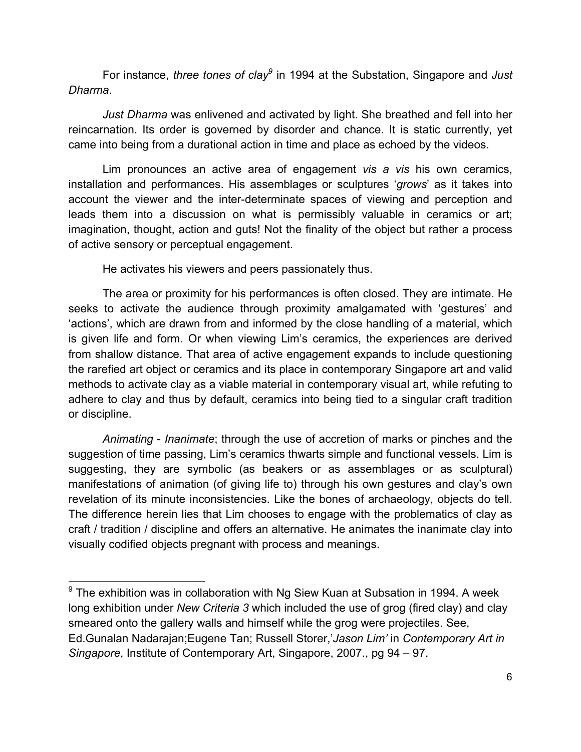For instance, *three tones of clay*[9] in 1994 at the Substation, Singapore and *Just Dharma*.

*Just Dharma* was enlivened and activated by light. She breathed and fell into her reincarnation. Its order is governed by disorder and chance. It is static currently, yet came into being from a durational action in time and place as echoed by the videos.

Lim pronounces an active area of engagement *vis a vis* his own ceramics, installation and performances. His assemblages or sculptures '*grows*' as it takes into account the viewer and the inter-determinate spaces of viewing and perception and leads them into a discussion on what is permissibly valuable in ceramics or art; imagination, thought, action and guts! Not the finality of the object but rather a process of active sensory or perceptual engagement.

He activates his viewers and peers passionately thus.

The area or proximity for his performances is often closed. They are intimate. He seeks to activate the audience through proximity amalgamated with 'gestures' and 'actions', which are drawn from and informed by the close handling of a material, which is given life and form. Or when viewing Lim's ceramics, the experiences are derived from shallow distance. That area of active engagement expands to include questioning the rarefied art object or ceramics and its place in contemporary Singapore art and valid methods to activate clay as a viable material in contemporary visual art, while refuting to adhere to clay and thus by default, ceramics into being tied to a singular craft tradition or discipline.

*Animating* - *Inanimate*; through the use of accretion of marks or pinches and the suggestion of time passing, Lim's ceramics thwarts simple and functional vessels. Lim is suggesting, they are symbolic (as beakers or as assemblages or as sculptural) manifestations of animation (of giving life to) through his own gestures and clay's own revelation of its minute inconsistencies. Like the bones of archaeology, objects do tell. The difference herein lies that Lim chooses to engage with the problematics of clay as craft / tradition / discipline and offers an alternative. He animates the inanimate clay into visually codified objects pregnant with process and meanings.

---

[9] The exhibition was in collaboration with Ng Siew Kuan at Subsation in 1994. A week long exhibition under *New Criteria 3* which included the use of grog (fired clay) and clay smeared onto the gallery walls and himself while the grog were projectiles. See, Ed.Gunalan Nadarajan;Eugene Tan; Russell Storer,'*Jason Lim'* in *Contemporary Art in Singapore*, Institute of Contemporary Art, Singapore, 2007., pg 94 – 97.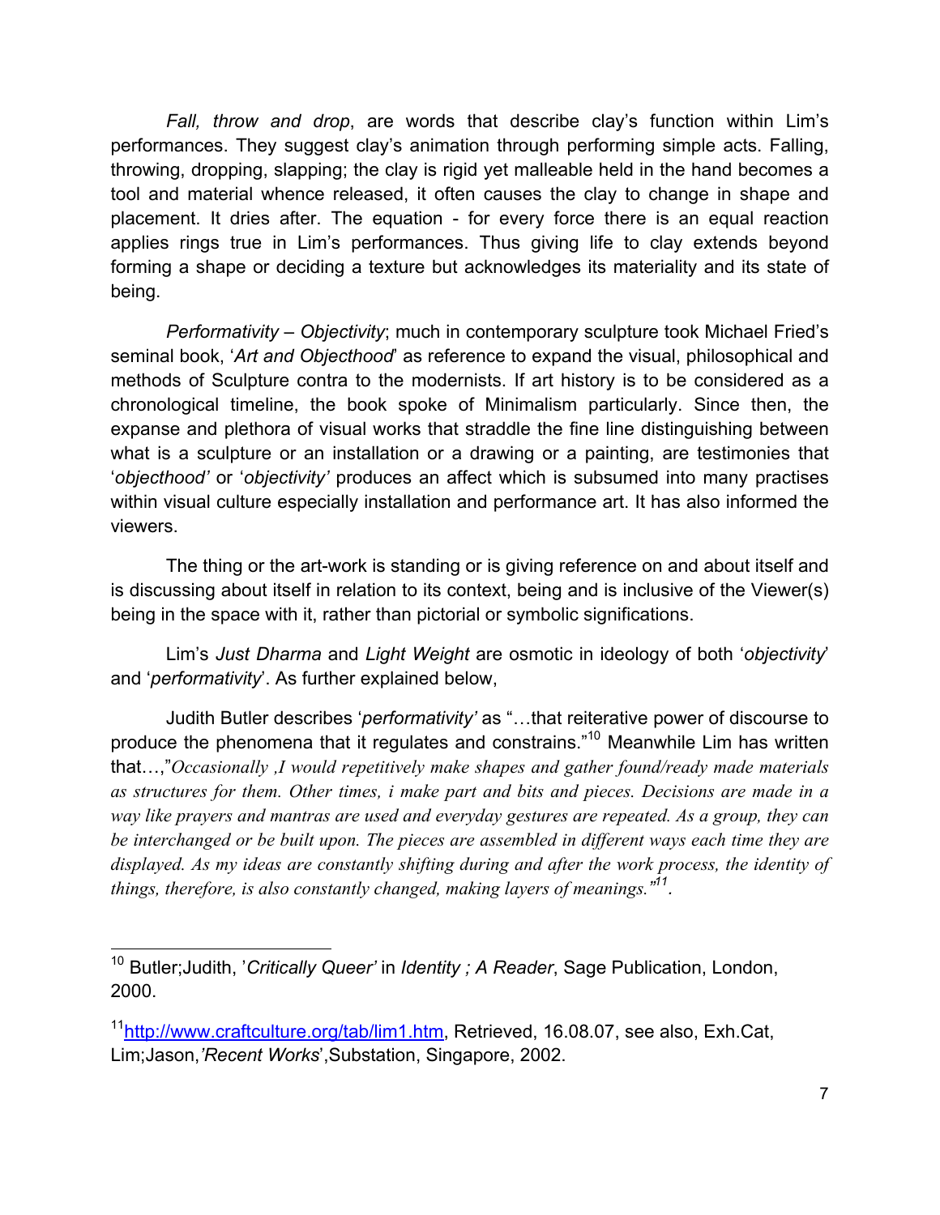*Fall, throw and drop*, are words that describe clay's function within Lim's performances. They suggest clay's animation through performing simple acts. Falling, throwing, dropping, slapping; the clay is rigid yet malleable held in the hand becomes a tool and material whence released, it often causes the clay to change in shape and placement. It dries after. The equation - for every force there is an equal reaction applies rings true in Lim's performances. Thus giving life to clay extends beyond forming a shape or deciding a texture but acknowledges its materiality and its state of being.

*Performativity – Objectivity*; much in contemporary sculpture took Michael Fried's seminal book, '*Art and Objecthood*' as reference to expand the visual, philosophical and methods of Sculpture contra to the modernists. If art history is to be considered as a chronological timeline, the book spoke of Minimalism particularly. Since then, the expanse and plethora of visual works that straddle the fine line distinguishing between what is a sculpture or an installation or a drawing or a painting, are testimonies that '*objecthood'* or '*objectivity'* produces an affect which is subsumed into many practises within visual culture especially installation and performance art. It has also informed the viewers.

The thing or the art-work is standing or is giving reference on and about itself and is discussing about itself in relation to its context, being and is inclusive of the Viewer(s) being in the space with it, rather than pictorial or symbolic significations.

Lim's *Just Dharma* and *Light Weight* are osmotic in ideology of both '*objectivity*' and '*performativity*'. As further explained below,

Judith Butler describes '*performativity'* as "…that reiterative power of discourse to produce the phenomena that it regulates and constrains."[10] Meanwhile Lim has written that…,"*Occasionally ,I would repetitively make shapes and gather found/ready made materials as structures for them. Other times, i make part and bits and pieces. Decisions are made in a way like prayers and mantras are used and everyday gestures are repeated. As a group, they can be interchanged or be built upon. The pieces are assembled in different ways each time they are displayed. As my ideas are constantly shifting during and after the work process, the identity of things, therefore, is also constantly changed, making layers of meanings."*[11].

---

[10] Butler;Judith, '*Critically Queer'* in *Identity ; A Reader*, Sage Publication, London, 2000.

[11] http://www.craftculture.org/tab/lim1.htm, Retrieved, 16.08.07, see also, Exh.Cat, Lim;Jason,*'Recent Works*',Substation, Singapore, 2002.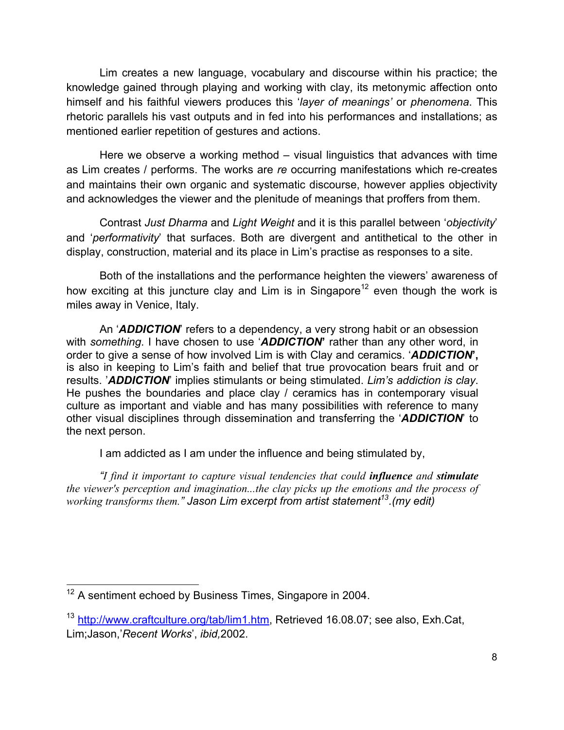Lim creates a new language, vocabulary and discourse within his practice; the knowledge gained through playing and working with clay, its metonymic affection onto himself and his faithful viewers produces this '*layer of meanings'* or *phenomena*. This rhetoric parallels his vast outputs and in fed into his performances and installations; as mentioned earlier repetition of gestures and actions.

Here we observe a working method – visual linguistics that advances with time as Lim creates / performs. The works are *re* occurring manifestations which re-creates and maintains their own organic and systematic discourse, however applies objectivity and acknowledges the viewer and the plenitude of meanings that proffers from them.

Contrast *Just Dharma* and *Light Weight* and it is this parallel between '*objectivity*' and '*performativity*' that surfaces. Both are divergent and antithetical to the other in display, construction, material and its place in Lim's practise as responses to a site.

Both of the installations and the performance heighten the viewers' awareness of how exciting at this juncture clay and Lim is in Singapore[12] even though the work is miles away in Venice, Italy.

An '***ADDICTION***' refers to a dependency, a very strong habit or an obsession with *something*. I have chosen to use '***ADDICTION***' rather than any other word, in order to give a sense of how involved Lim is with Clay and ceramics. '***ADDICTION*'**, is also in keeping to Lim's faith and belief that true provocation bears fruit and or results. '***ADDICTION***' implies stimulants or being stimulated. *Lim's addiction is clay*. He pushes the boundaries and place clay / ceramics has in contemporary visual culture as important and viable and has many possibilities with reference to many other visual disciplines through dissemination and transferring the '***ADDICTION***' to the next person.

I am addicted as I am under the influence and being stimulated by,

*"I find it important to capture visual tendencies that could **influence** and **stimulate** the viewer's perception and imagination...the clay picks up the emotions and the process of working transforms them."* *Jason Lim excerpt from artist statement[13].(my edit)*

---

[12] A sentiment echoed by Business Times, Singapore in 2004.

[13] http://www.craftculture.org/tab/lim1.htm, Retrieved 16.08.07; see also, Exh.Cat, Lim;Jason,'*Recent Works*', *ibid,*2002.